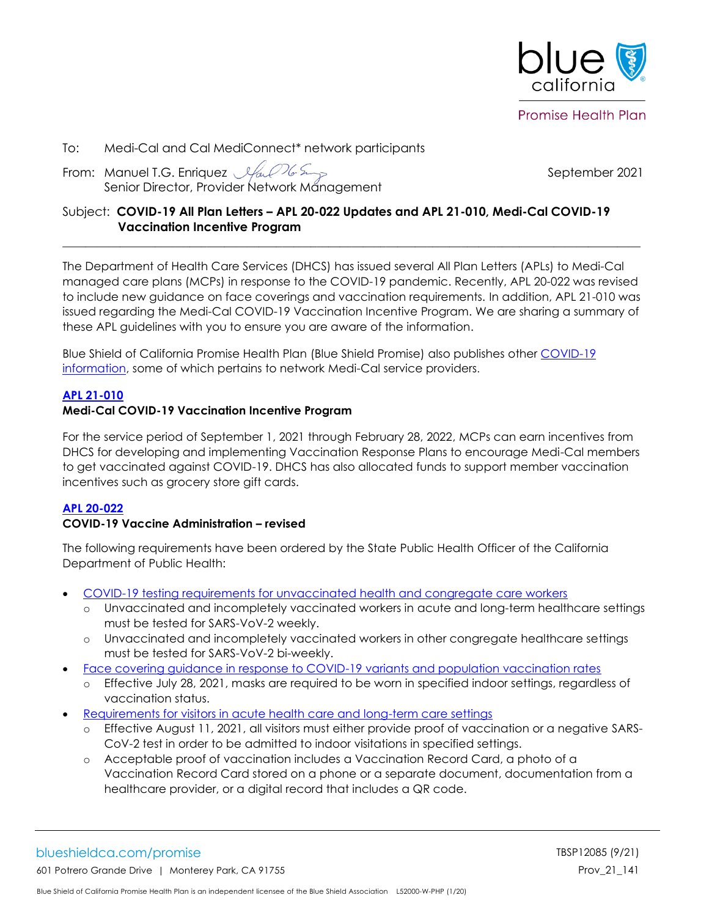Promise Health Plan

To: Medi-Cal and Cal MediConnect* network participants

From: Manuel T.G. Enriquez
Senior Director, Provider Network Management

September 2021

Subject: **COVID-19 All Plan Letters – APL 20-022 Updates and APL 21-010, Medi-Cal COVID-19 Vaccination Incentive Program**

---

The Department of Health Care Services (DHCS) has issued several All Plan Letters (APLs) to Medi-Cal managed care plans (MCPs) in response to the COVID-19 pandemic. Recently, APL 20-022 was revised to include new guidance on face coverings and vaccination requirements. In addition, APL 21-010 was issued regarding the Medi-Cal COVID-19 Vaccination Incentive Program. We are sharing a summary of these APL guidelines with you to ensure you are aware of the information.

Blue Shield of California Promise Health Plan (Blue Shield Promise) also publishes other COVID-19 information, some of which pertains to network Medi-Cal service providers.

**APL 21-010**

**Medi-Cal COVID-19 Vaccination Incentive Program**

For the service period of September 1, 2021 through February 28, 2022, MCPs can earn incentives from DHCS for developing and implementing Vaccination Response Plans to encourage Medi-Cal members to get vaccinated against COVID-19. DHCS has also allocated funds to support member vaccination incentives such as grocery store gift cards.

**APL 20-022**

**COVID-19 Vaccine Administration – revised**

The following requirements have been ordered by the State Public Health Officer of the California Department of Public Health:

- COVID-19 testing requirements for unvaccinated health and congregate care workers
  - Unvaccinated and incompletely vaccinated workers in acute and long-term healthcare settings must be tested for SARS-VoV-2 weekly.
  - Unvaccinated and incompletely vaccinated workers in other congregate healthcare settings must be tested for SARS-VoV-2 bi-weekly.
- Face covering guidance in response to COVID-19 variants and population vaccination rates
  - Effective July 28, 2021, masks are required to be worn in specified indoor settings, regardless of vaccination status.
- Requirements for visitors in acute health care and long-term care settings
  - Effective August 11, 2021, all visitors must either provide proof of vaccination or a negative SARS-CoV-2 test in order to be admitted to indoor visitations in specified settings.
  - Acceptable proof of vaccination includes a Vaccination Record Card, a photo of a Vaccination Record Card stored on a phone or a separate document, documentation from a healthcare provider, or a digital record that includes a QR code.

blueshieldca.com/promise
601 Potrero Grande Drive | Monterey Park, CA 91755

TBSP12085 (9/21)
Prov_21_141

Blue Shield of California Promise Health Plan is an independent licensee of the Blue Shield Association L52000-W-PHP (1/20)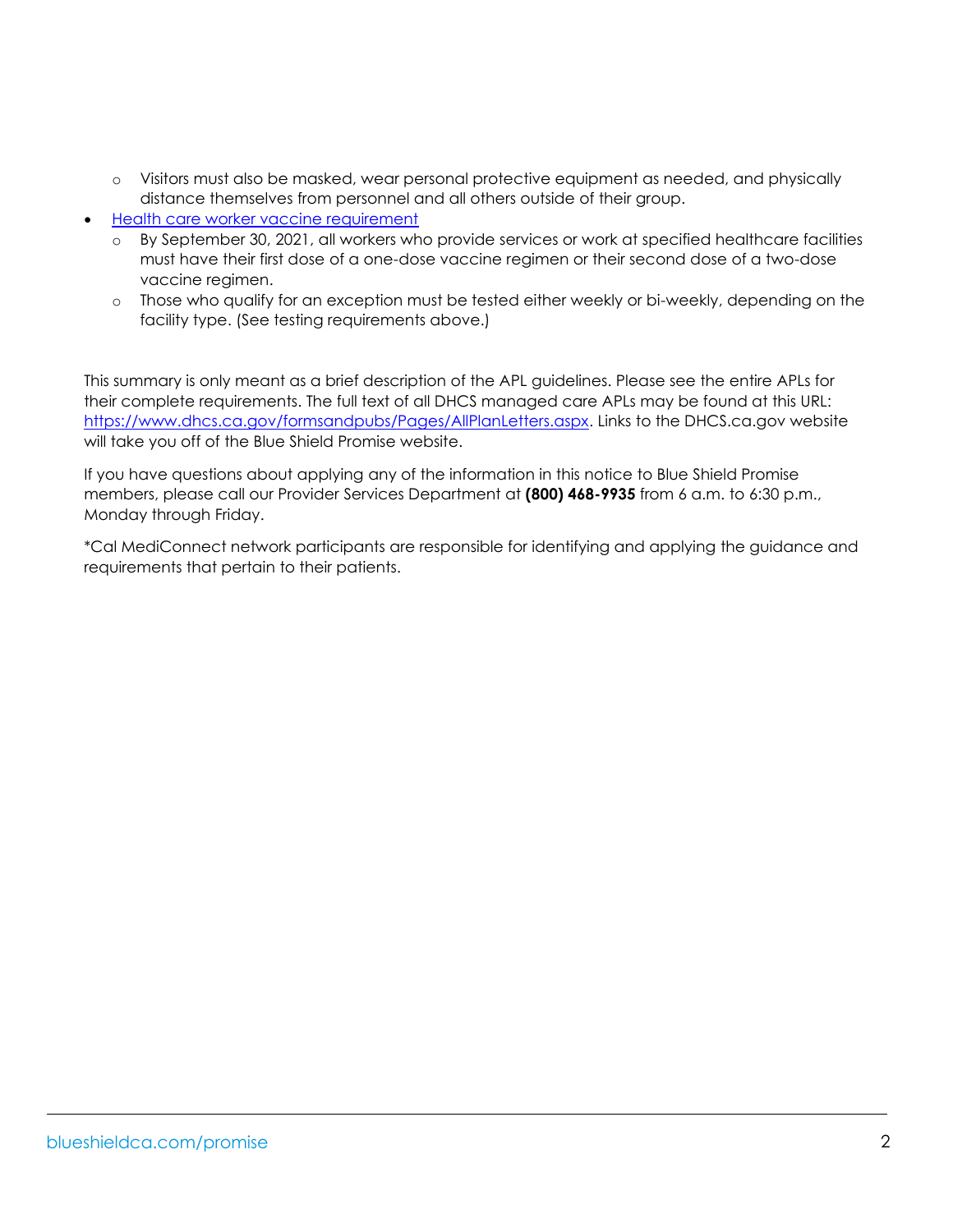- Visitors must also be masked, wear personal protective equipment as needed, and physically distance themselves from personnel and all others outside of their group.
- [Health care worker vaccine requirement]()
  - By September 30, 2021, all workers who provide services or work at specified healthcare facilities must have their first dose of a one-dose vaccine regimen or their second dose of a two-dose vaccine regimen.
  - Those who qualify for an exception must be tested either weekly or bi-weekly, depending on the facility type. (See testing requirements above.)

This summary is only meant as a brief description of the APL guidelines. Please see the entire APLs for their complete requirements. The full text of all DHCS managed care APLs may be found at this URL: [https://www.dhcs.ca.gov/formsandpubs/Pages/AllPlanLetters.aspx](https://www.dhcs.ca.gov/formsandpubs/Pages/AllPlanLetters.aspx). Links to the DHCS.ca.gov website will take you off of the Blue Shield Promise website.

If you have questions about applying any of the information in this notice to Blue Shield Promise members, please call our Provider Services Department at **(800) 468-9935** from 6 a.m. to 6:30 p.m., Monday through Friday.

*Cal MediConnect network participants are responsible for identifying and applying the guidance and requirements that pertain to their patients.